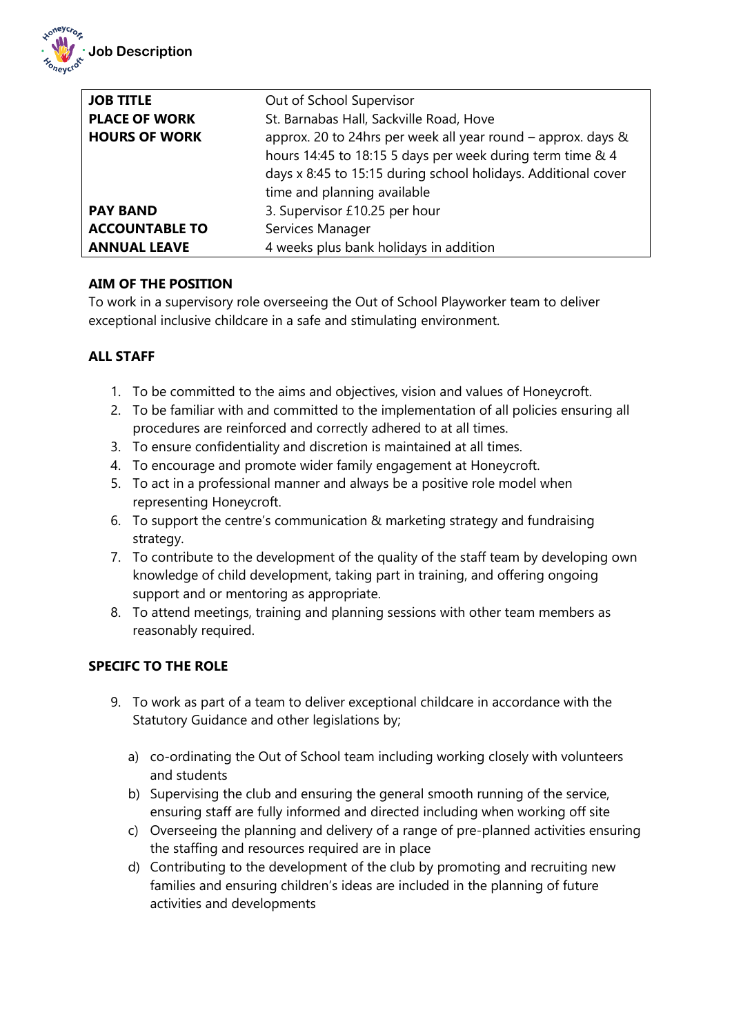# Job Description

| JOB TITLE | Out of School Supervisor |
|---|---|
| **PLACE OF WORK** | St. Barnabas Hall, Sackville Road, Hove |
| **HOURS OF WORK** | approx. 20 to 24hrs per week all year round – approx. days & hours 14:45 to 18:15 5 days per week during term time & 4 days x 8:45 to 15:15 during school holidays. Additional cover time and planning available |
| **PAY BAND** | 3. Supervisor £10.25 per hour |
| **ACCOUNTABLE TO** | Services Manager |
| **ANNUAL LEAVE** | 4 weeks plus bank holidays in addition |

**AIM OF THE POSITION**

To work in a supervisory role overseeing the Out of School Playworker team to deliver exceptional inclusive childcare in a safe and stimulating environment.

**ALL STAFF**

1. To be committed to the aims and objectives, vision and values of Honeycroft.
2. To be familiar with and committed to the implementation of all policies ensuring all procedures are reinforced and correctly adhered to at all times.
3. To ensure confidentiality and discretion is maintained at all times.
4. To encourage and promote wider family engagement at Honeycroft.
5. To act in a professional manner and always be a positive role model when representing Honeycroft.
6. To support the centre's communication & marketing strategy and fundraising strategy.
7. To contribute to the development of the quality of the staff team by developing own knowledge of child development, taking part in training, and offering ongoing support and or mentoring as appropriate.
8. To attend meetings, training and planning sessions with other team members as reasonably required.

**SPECIFC TO THE ROLE**

9. To work as part of a team to deliver exceptional childcare in accordance with the Statutory Guidance and other legislations by;

   a) co-ordinating the Out of School team including working closely with volunteers and students
   
   b) Supervising the club and ensuring the general smooth running of the service, ensuring staff are fully informed and directed including when working off site
   
   c) Overseeing the planning and delivery of a range of pre-planned activities ensuring the staffing and resources required are in place
   
   d) Contributing to the development of the club by promoting and recruiting new families and ensuring children's ideas are included in the planning of future activities and developments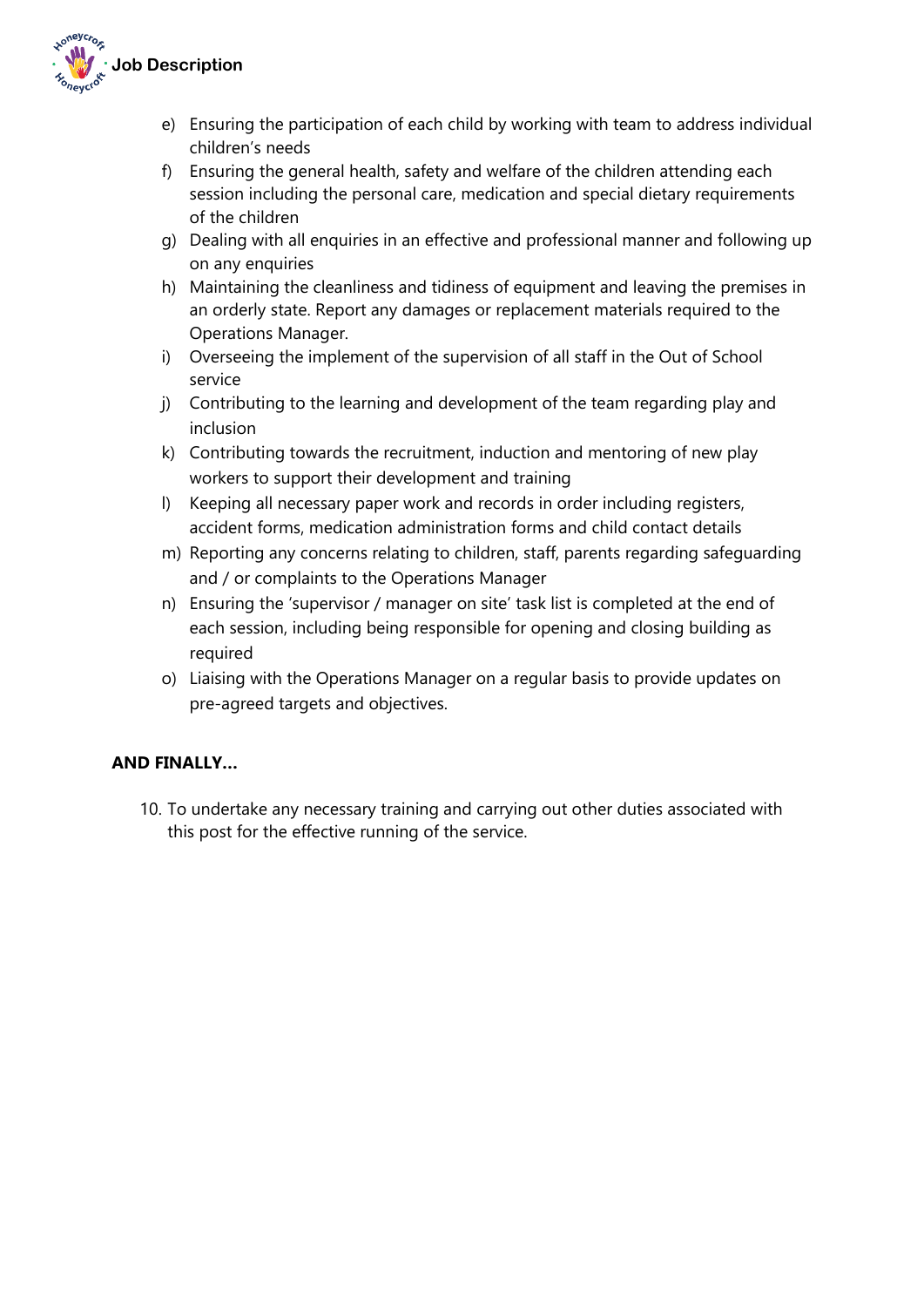e) Ensuring the participation of each child by working with team to address individual children's needs
f) Ensuring the general health, safety and welfare of the children attending each session including the personal care, medication and special dietary requirements of the children
g) Dealing with all enquiries in an effective and professional manner and following up on any enquiries
h) Maintaining the cleanliness and tidiness of equipment and leaving the premises in an orderly state. Report any damages or replacement materials required to the Operations Manager.
i) Overseeing the implement of the supervision of all staff in the Out of School service
j) Contributing to the learning and development of the team regarding play and inclusion
k) Contributing towards the recruitment, induction and mentoring of new play workers to support their development and training
l) Keeping all necessary paper work and records in order including registers, accident forms, medication administration forms and child contact details
m) Reporting any concerns relating to children, staff, parents regarding safeguarding and / or complaints to the Operations Manager
n) Ensuring the 'supervisor / manager on site' task list is completed at the end of each session, including being responsible for opening and closing building as required
o) Liaising with the Operations Manager on a regular basis to provide updates on pre-agreed targets and objectives.

**AND FINALLY…**

10. To undertake any necessary training and carrying out other duties associated with this post for the effective running of the service.